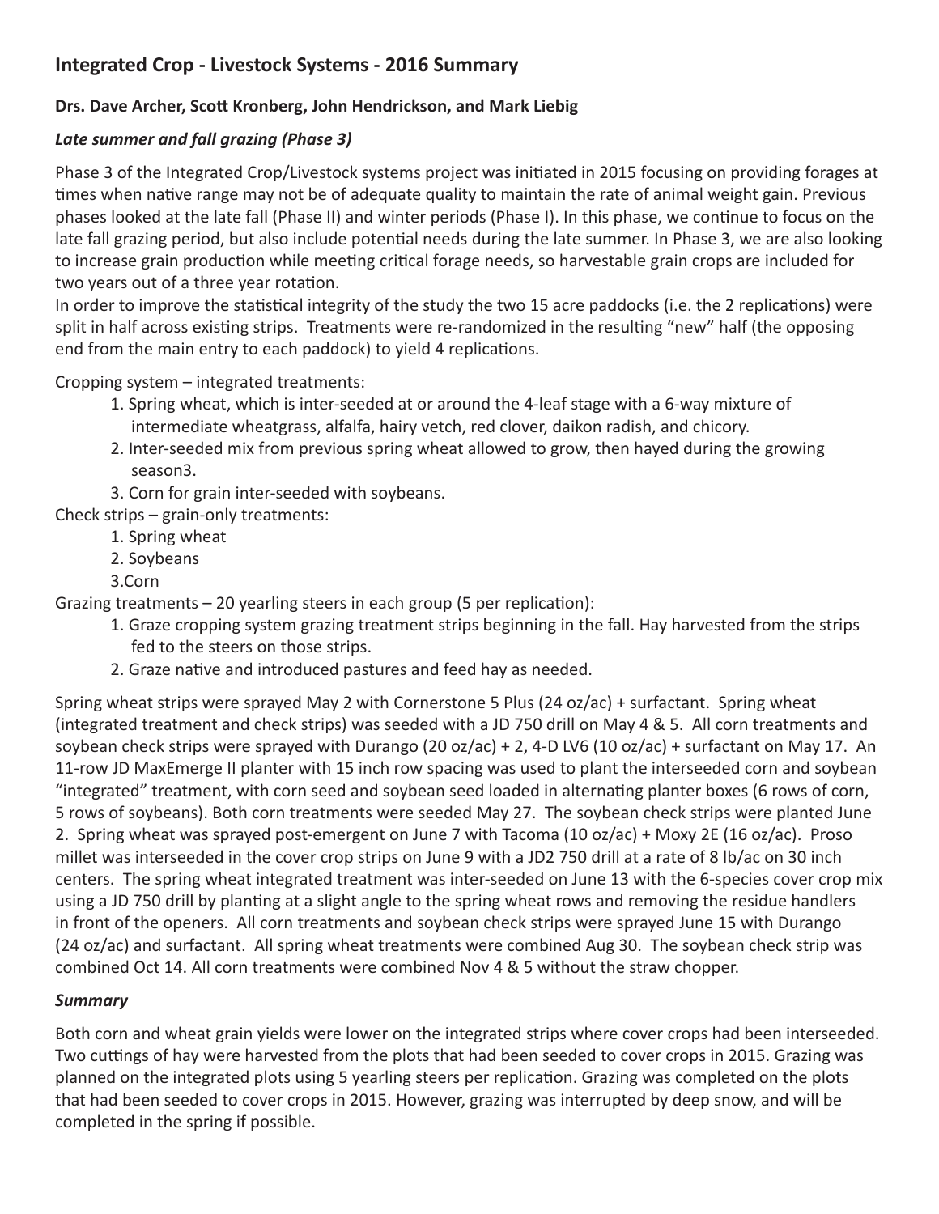## Integrated Crop - Livestock Systems - 2016 Summary

**Drs. Dave Archer, Scott Kronberg, John Hendrickson, and Mark Liebig**

### *Late summer and fall grazing (Phase 3)*

Phase 3 of the Integrated Crop/Livestock systems project was initiated in 2015 focusing on providing forages at times when native range may not be of adequate quality to maintain the rate of animal weight gain. Previous phases looked at the late fall (Phase II) and winter periods (Phase I). In this phase, we continue to focus on the late fall grazing period, but also include potential needs during the late summer. In Phase 3, we are also looking to increase grain production while meeting critical forage needs, so harvestable grain crops are included for two years out of a three year rotation.

In order to improve the statistical integrity of the study the two 15 acre paddocks (i.e. the 2 replications) were split in half across existing strips. Treatments were re-randomized in the resulting "new" half (the opposing end from the main entry to each paddock) to yield 4 replications.

Cropping system – integrated treatments:

1. Spring wheat, which is inter-seeded at or around the 4-leaf stage with a 6-way mixture of intermediate wheatgrass, alfalfa, hairy vetch, red clover, daikon radish, and chicory.
2. Inter-seeded mix from previous spring wheat allowed to grow, then hayed during the growing season3.
3. Corn for grain inter-seeded with soybeans.

Check strips – grain-only treatments:

1. Spring wheat
2. Soybeans
3. Corn

Grazing treatments – 20 yearling steers in each group (5 per replication):

1. Graze cropping system grazing treatment strips beginning in the fall. Hay harvested from the strips fed to the steers on those strips.
2. Graze native and introduced pastures and feed hay as needed.

Spring wheat strips were sprayed May 2 with Cornerstone 5 Plus (24 oz/ac) + surfactant. Spring wheat (integrated treatment and check strips) was seeded with a JD 750 drill on May 4 & 5. All corn treatments and soybean check strips were sprayed with Durango (20 oz/ac) + 2, 4-D LV6 (10 oz/ac) + surfactant on May 17. An 11-row JD MaxEmerge II planter with 15 inch row spacing was used to plant the interseeded corn and soybean "integrated" treatment, with corn seed and soybean seed loaded in alternating planter boxes (6 rows of corn, 5 rows of soybeans). Both corn treatments were seeded May 27. The soybean check strips were planted June 2. Spring wheat was sprayed post-emergent on June 7 with Tacoma (10 oz/ac) + Moxy 2E (16 oz/ac). Proso millet was interseeded in the cover crop strips on June 9 with a JD2 750 drill at a rate of 8 lb/ac on 30 inch centers. The spring wheat integrated treatment was inter-seeded on June 13 with the 6-species cover crop mix using a JD 750 drill by planting at a slight angle to the spring wheat rows and removing the residue handlers in front of the openers. All corn treatments and soybean check strips were sprayed June 15 with Durango (24 oz/ac) and surfactant. All spring wheat treatments were combined Aug 30. The soybean check strip was combined Oct 14. All corn treatments were combined Nov 4 & 5 without the straw chopper.

### *Summary*

Both corn and wheat grain yields were lower on the integrated strips where cover crops had been interseeded. Two cuttings of hay were harvested from the plots that had been seeded to cover crops in 2015. Grazing was planned on the integrated plots using 5 yearling steers per replication. Grazing was completed on the plots that had been seeded to cover crops in 2015. However, grazing was interrupted by deep snow, and will be completed in the spring if possible.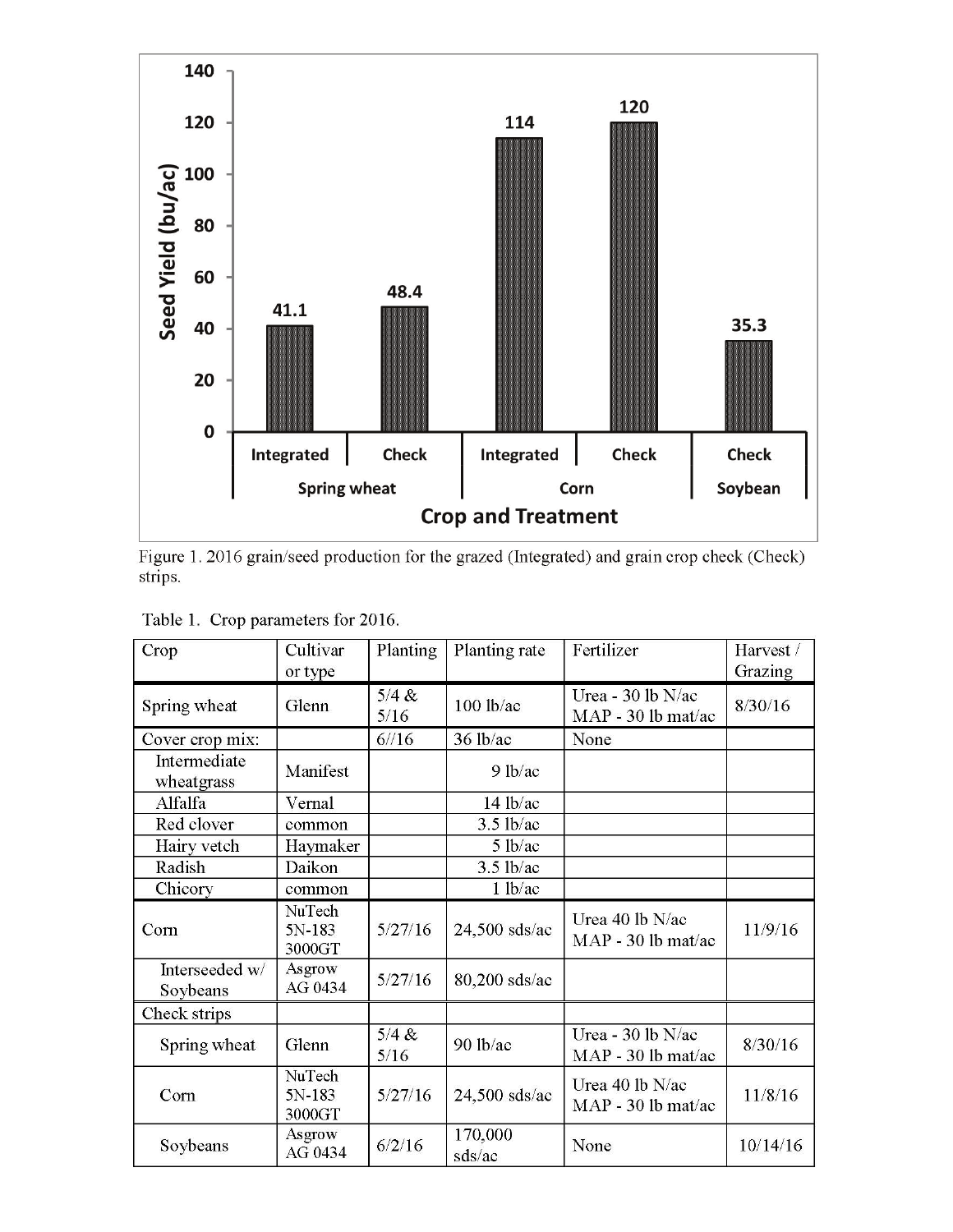140
120
100
80
60
40
20
0

Seed Yield (bu/ac)

41.1
48.4
114
120
35.3

Integrated
Check
Integrated
Check
Check

Spring wheat
Corn
Soybean

Crop and Treatment

Figure 1. 2016 grain/seed production for the grazed (Integrated) and grain crop check (Check) strips.

Table 1. Crop parameters for 2016.

| Crop | Cultivar or type | Planting | Planting rate | Fertilizer | Harvest / Grazing |
|---|---|---|---|---|---|
| Spring wheat | Glenn | 5/4 & 5/16 | 100 lb/ac | Urea - 30 lb N/ac MAP - 30 lb mat/ac | 8/30/16 |
| Cover crop mix: | | 6//16 | 36 lb/ac | None | |
| Intermediate wheatgrass | Manifest | | 9 lb/ac | | |
| Alfalfa | Vernal | | 14 lb/ac | | |
| Red clover | common | | 3.5 lb/ac | | |
| Hairy vetch | Haymaker | | 5 lb/ac | | |
| Radish | Daikon | | 3.5 lb/ac | | |
| Chicory | common | | 1 lb/ac | | |
| Corn | NuTech 5N-183 3000GT | 5/27/16 | 24,500 sds/ac | Urea 40 lb N/ac MAP - 30 lb mat/ac | 11/9/16 |
| Interseeded w/ Soybeans | Asgrow AG 0434 | 5/27/16 | 80,200 sds/ac | | |
| Check strips | | | | | |
| Spring wheat | Glenn | 5/4 & 5/16 | 90 lb/ac | Urea - 30 lb N/ac MAP - 30 lb mat/ac | 8/30/16 |
| Corn | NuTech 5N-183 3000GT | 5/27/16 | 24,500 sds/ac | Urea 40 lb N/ac MAP - 30 lb mat/ac | 11/8/16 |
| Soybeans | Asgrow AG 0434 | 6/2/16 | 170,000 sds/ac | None | 10/14/16 |